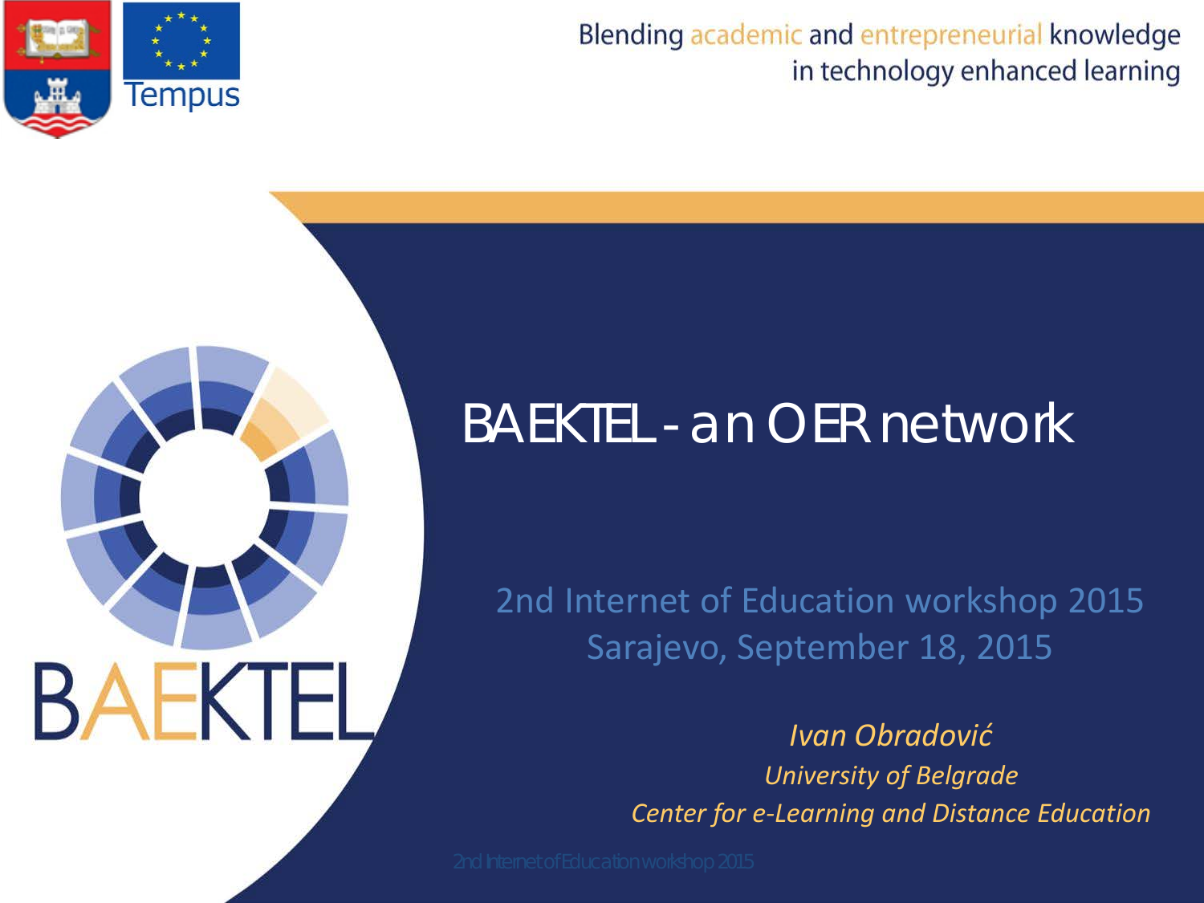Blending academic and entrepreneurial knowledge in technology enhanced learning

# BAEKTEL - an OER network

2nd Internet of Education workshop 2015
Sarajevo, September 18, 2015

*Ivan Obradović*
*University of Belgrade*
*Center for e-Learning and Distance Education*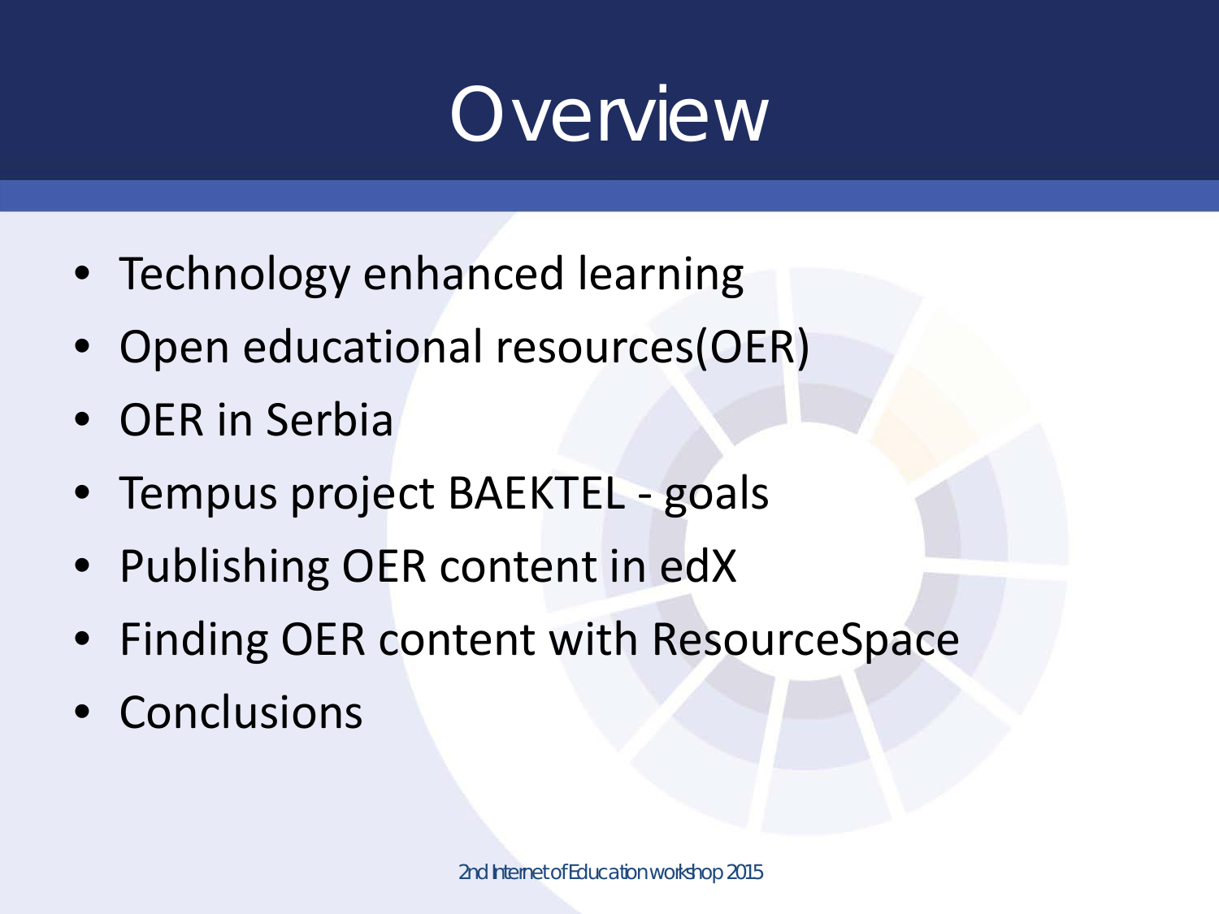# Overview

- Technology enhanced learning
- Open educational resources(OER)
- OER in Serbia
- Tempus project BAEKTEL - goals
- Publishing OER content in edX
- Finding OER content with ResourceSpace
- Conclusions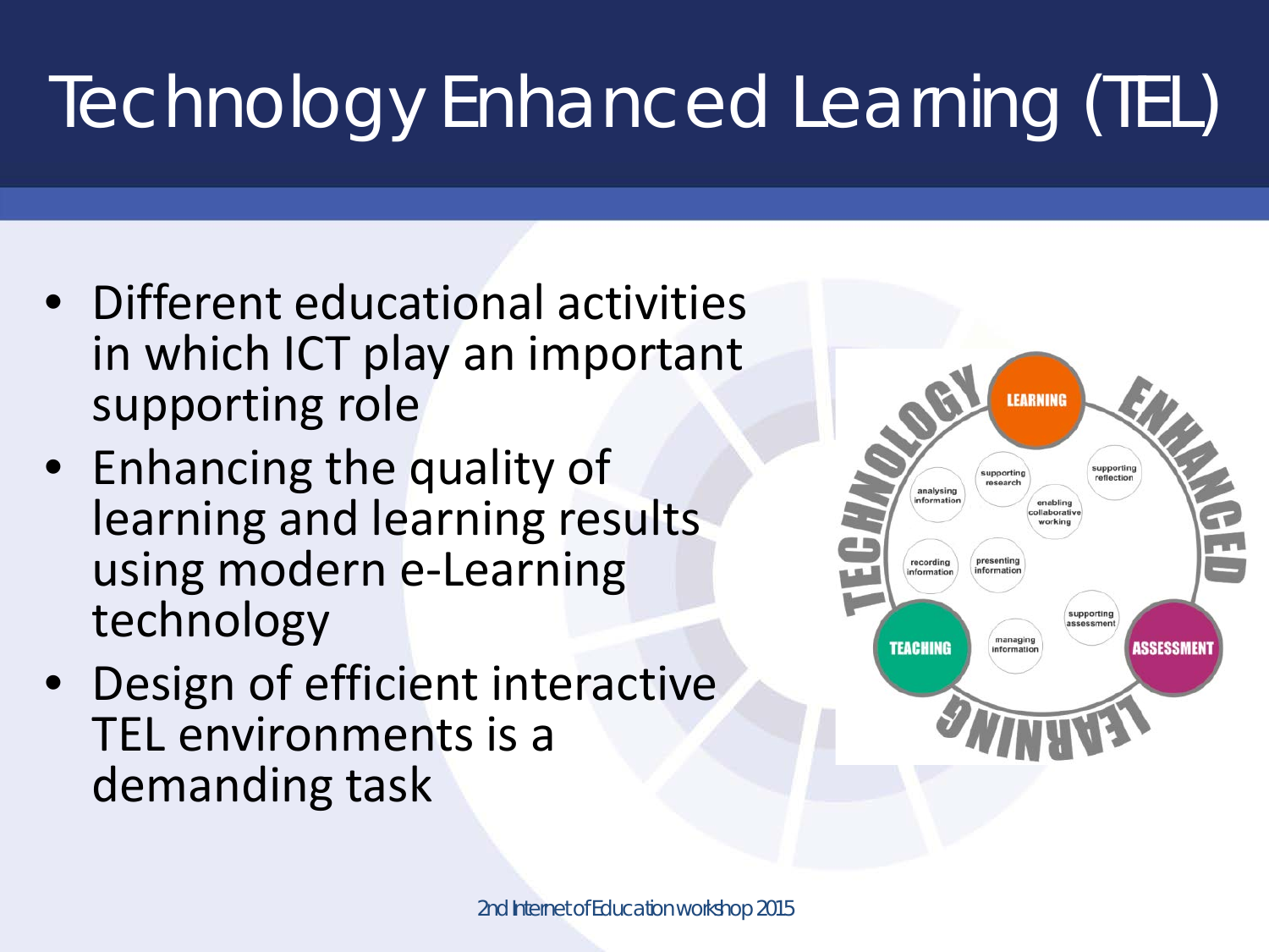# Technology Enhanced Learning (TEL)

- Different educational activities in which ICT play an important supporting role
- Enhancing the quality of learning and learning results using modern e-Learning technology
- Design of efficient interactive TEL environments is a demanding task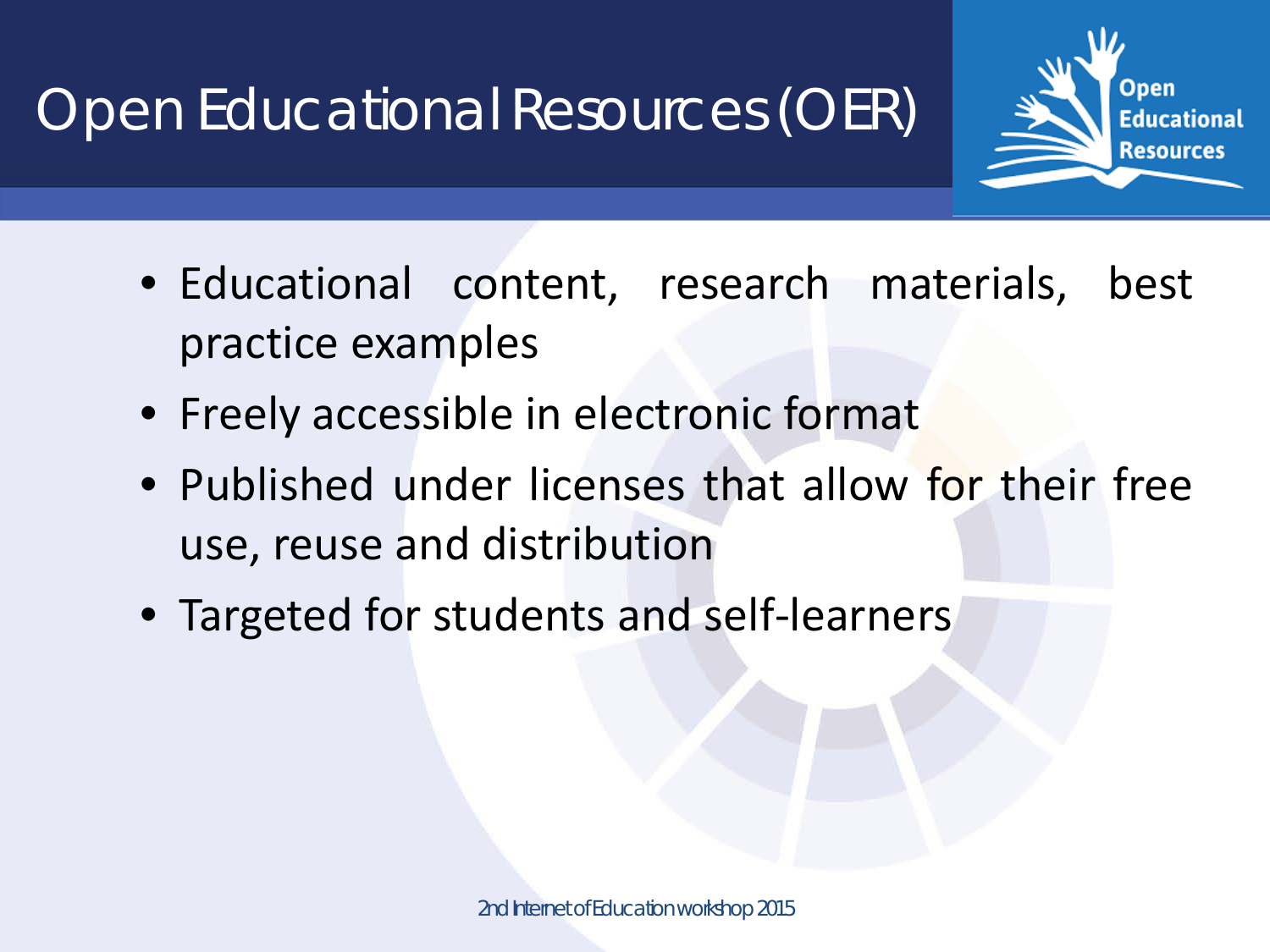# Open Educational Resources (OER)

- Educational content, research materials, best practice examples
- Freely accessible in electronic format
- Published under licenses that allow for their free use, reuse and distribution
- Targeted for students and self-learners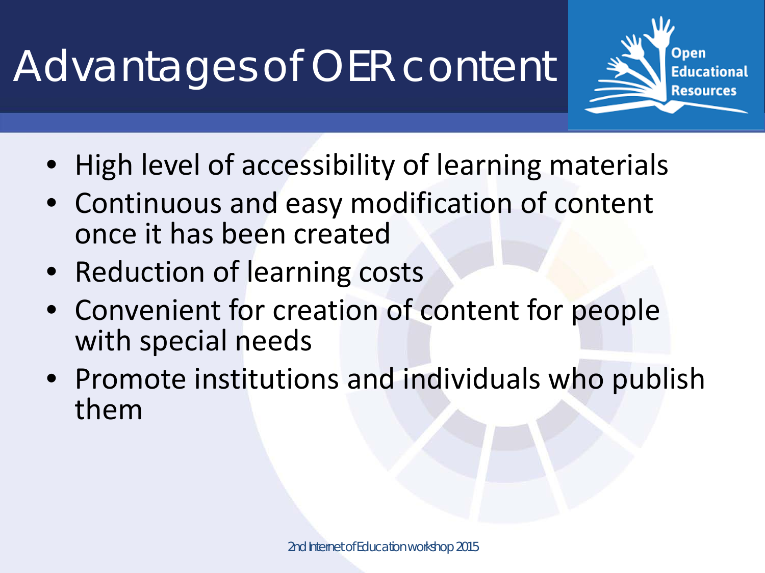# Advantages of OER content

- High level of accessibility of learning materials
- Continuous and easy modification of content once it has been created
- Reduction of learning costs
- Convenient for creation of content for people with special needs
- Promote institutions and individuals who publish them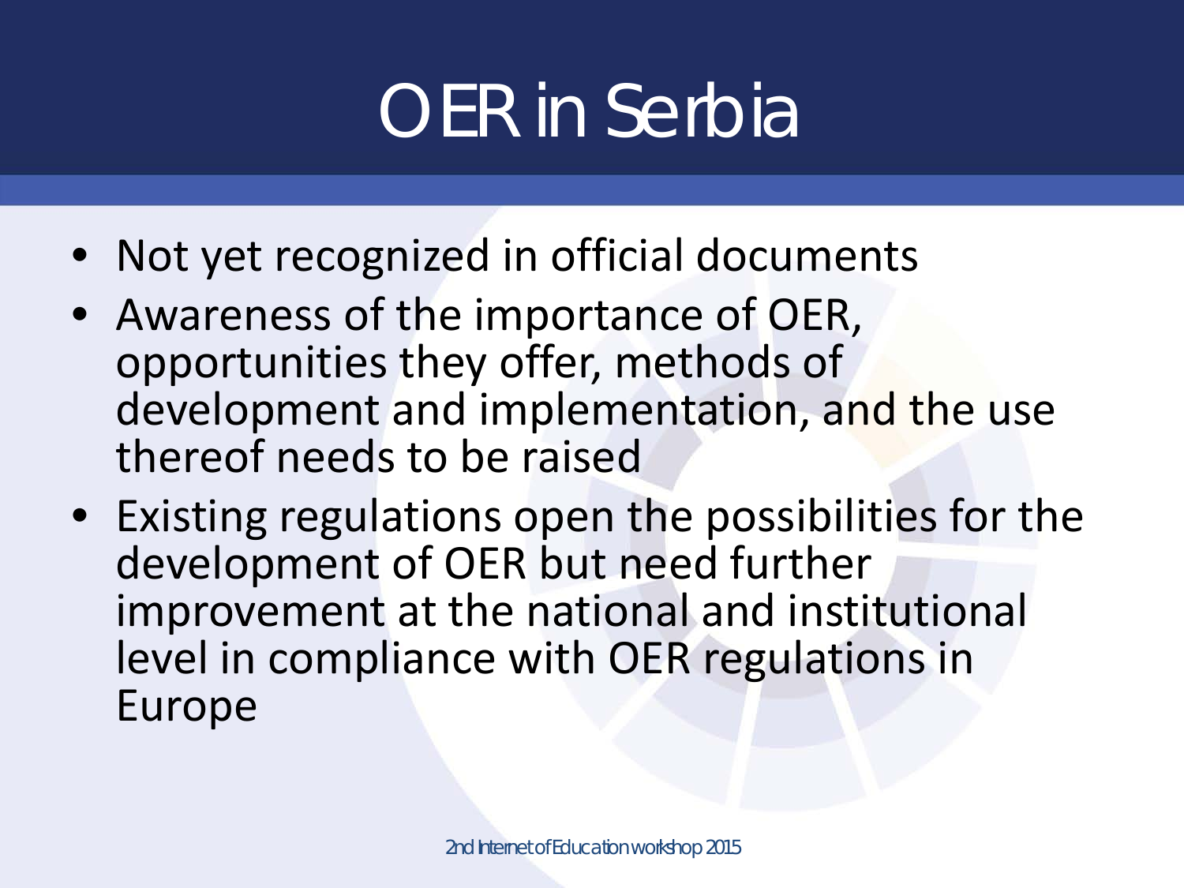# OER in Serbia

- Not yet recognized in official documents
- Awareness of the importance of OER, opportunities they offer, methods of development and implementation, and the use thereof needs to be raised
- Existing regulations open the possibilities for the development of OER but need further improvement at the national and institutional level in compliance with OER regulations in Europe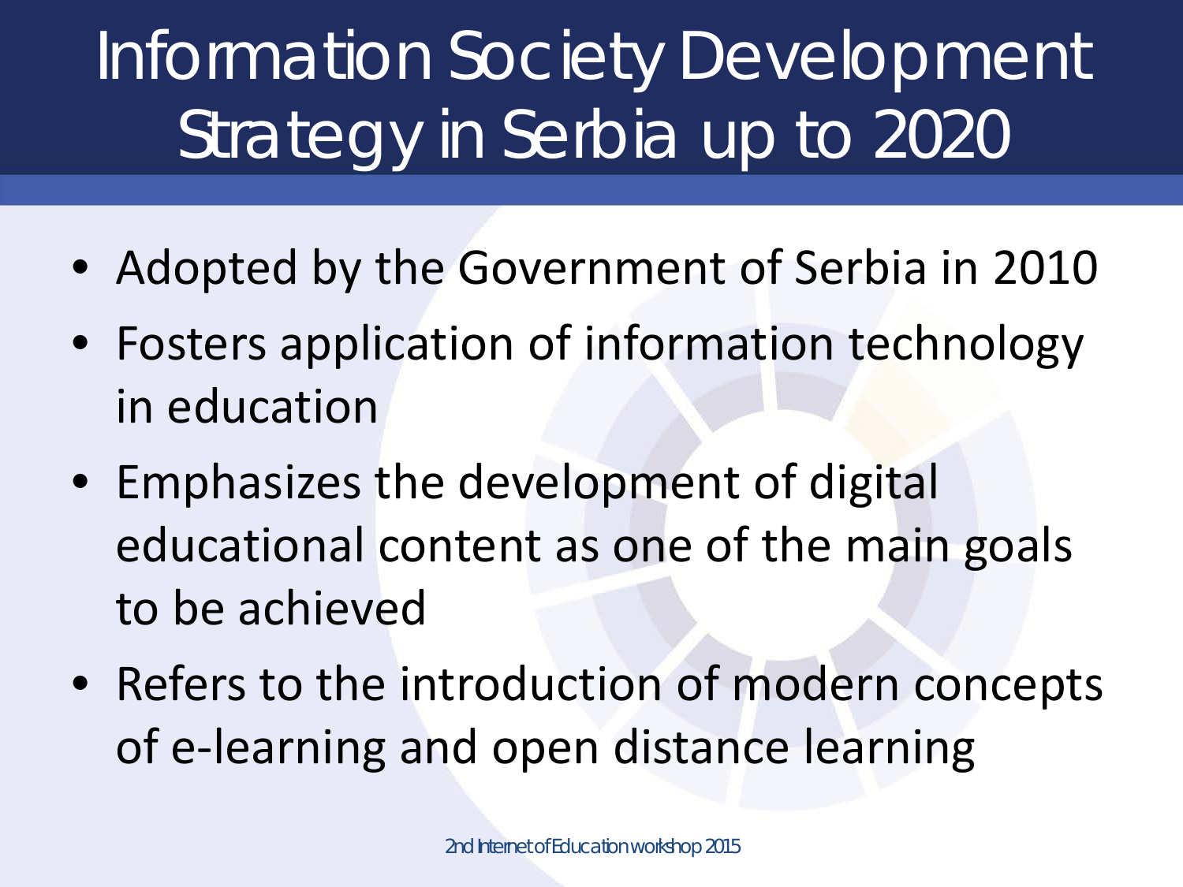# Information Society Development Strategy in Serbia up to 2020

- Adopted by the Government of Serbia in 2010
- Fosters application of information technology in education
- Emphasizes the development of digital educational content as one of the main goals to be achieved
- Refers to the introduction of modern concepts of e-learning and open distance learning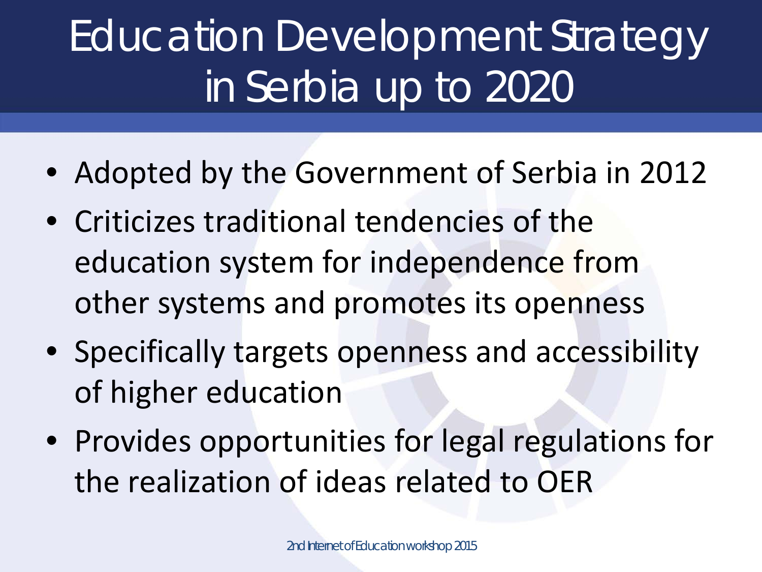# Education Development Strategy in Serbia up to 2020

- Adopted by the Government of Serbia in 2012
- Criticizes traditional tendencies of the education system for independence from other systems and promotes its openness
- Specifically targets openness and accessibility of higher education
- Provides opportunities for legal regulations for the realization of ideas related to OER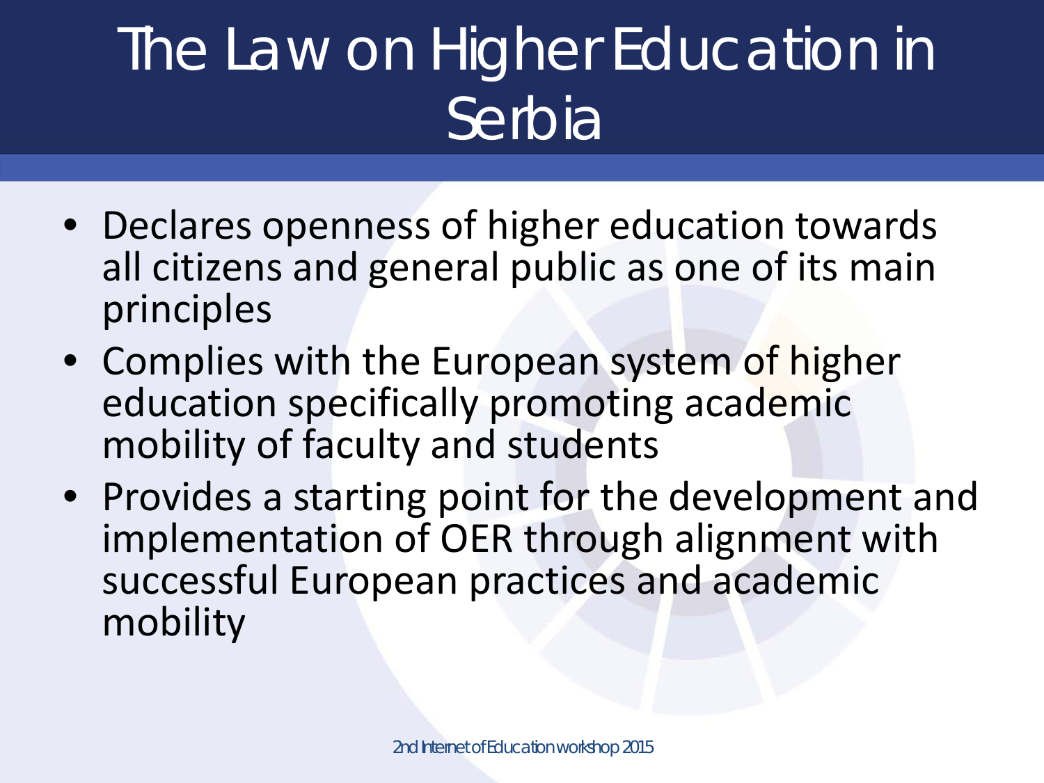# The Law on Higher Education in Serbia

- Declares openness of higher education towards all citizens and general public as one of its main principles
- Complies with the European system of higher education specifically promoting academic mobility of faculty and students
- Provides a starting point for the development and implementation of OER through alignment with successful European practices and academic mobility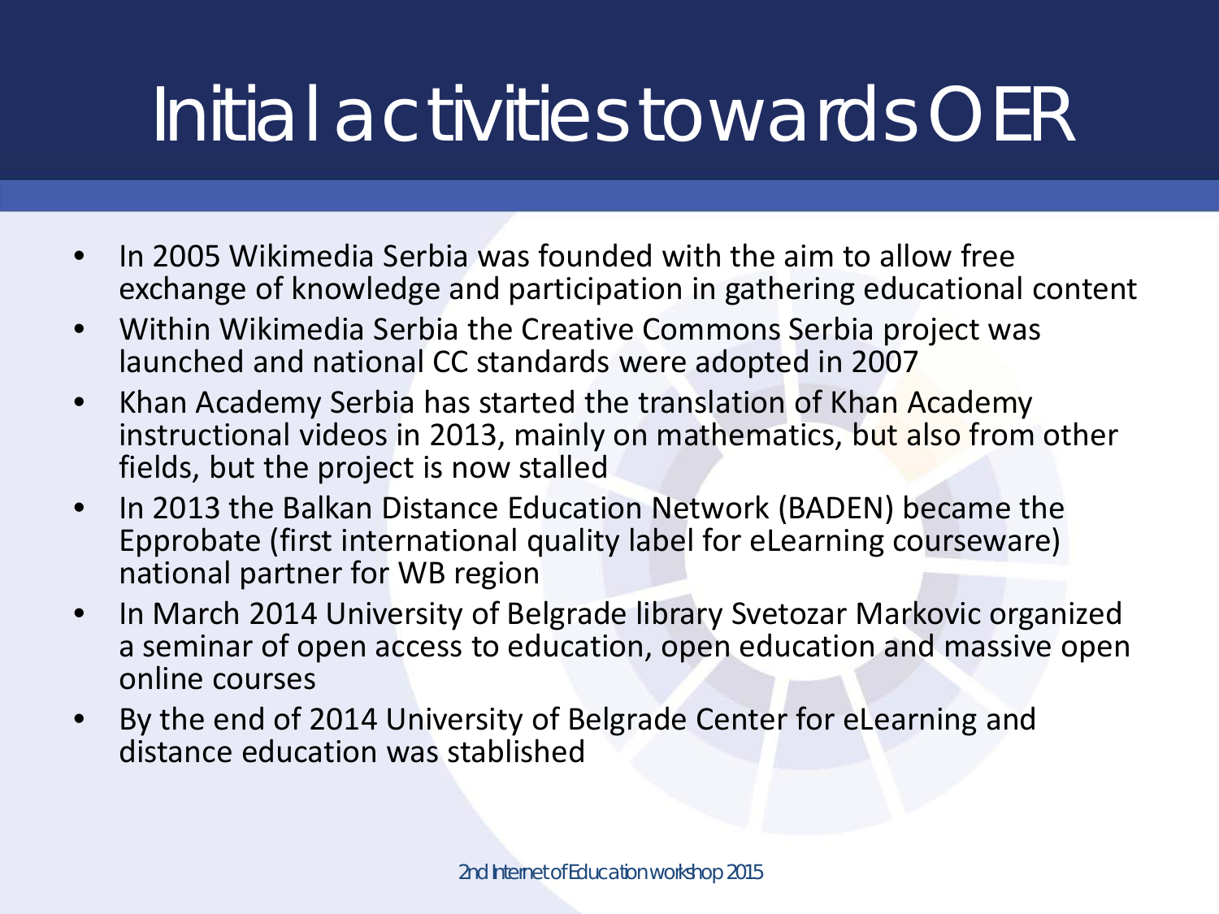# Initial activities towards OER

- In 2005 Wikimedia Serbia was founded with the aim to allow free exchange of knowledge and participation in gathering educational content
- Within Wikimedia Serbia the Creative Commons Serbia project was launched and national CC standards were adopted in 2007
- Khan Academy Serbia has started the translation of Khan Academy instructional videos in 2013, mainly on mathematics, but also from other fields, but the project is now stalled
- In 2013 the Balkan Distance Education Network (BADEN) became the Epprobate (first international quality label for eLearning courseware) national partner for WB region
- In March 2014 University of Belgrade library Svetozar Markovic organized a seminar of open access to education, open education and massive open online courses
- By the end of 2014 University of Belgrade Center for eLearning and distance education was stablished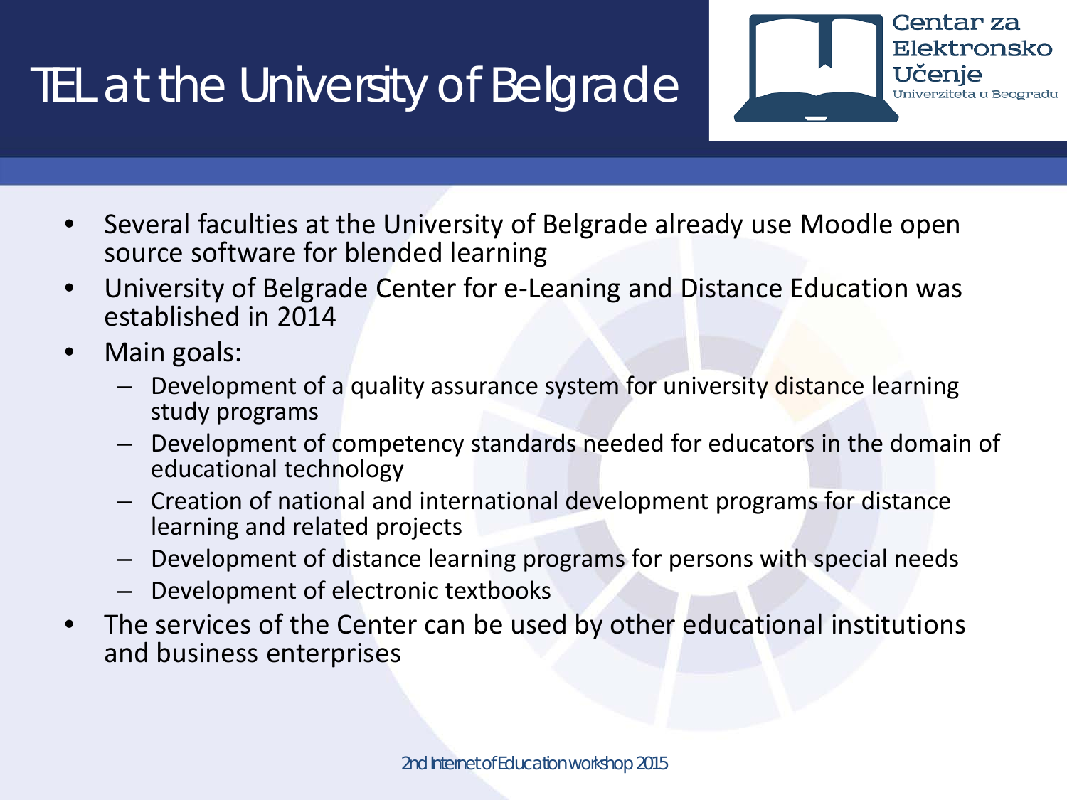# TEL at the University of Belgrade

Centar za Elektronsko Učenje Univerziteta u Beogradu

- Several faculties at the University of Belgrade already use Moodle open source software for blended learning
- University of Belgrade Center for e-Leaning and Distance Education was established in 2014
- Main goals:
  - Development of a quality assurance system for university distance learning study programs
  - Development of competency standards needed for educators in the domain of educational technology
  - Creation of national and international development programs for distance learning and related projects
  - Development of distance learning programs for persons with special needs
  - Development of electronic textbooks
- The services of the Center can be used by other educational institutions and business enterprises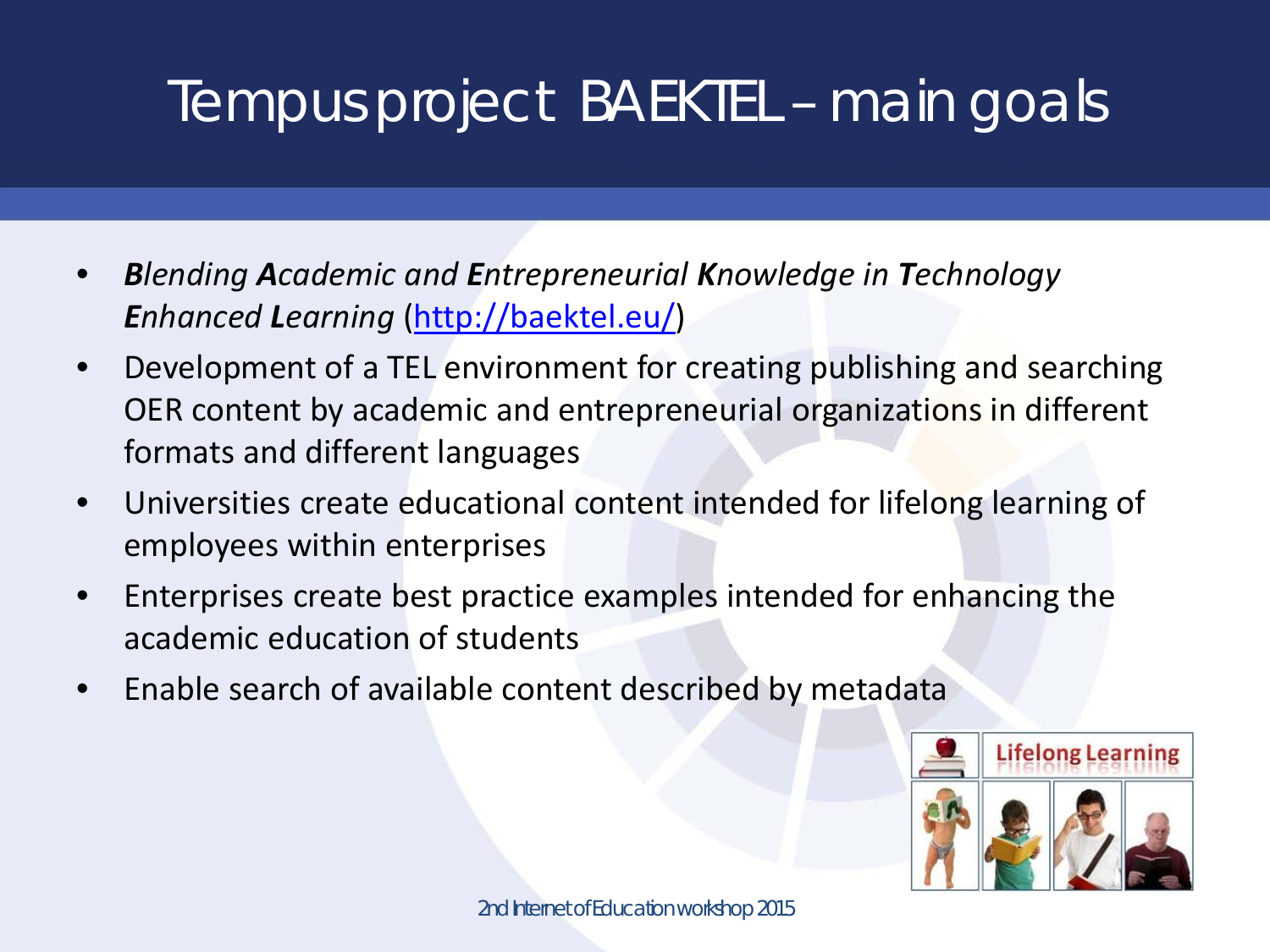# Tempus project BAEKTEL – main goals

- ***B**lending **A**cademic and **E**ntrepreneurial **K**nowledge in **T**echnology **E**nhanced **L**earning* ([http://baektel.eu/](http://baektel.eu/))
- Development of a TEL environment for creating publishing and searching OER content by academic and entrepreneurial organizations in different formats and different languages
- Universities create educational content intended for lifelong learning of employees within enterprises
- Enterprises create best practice examples intended for enhancing the academic education of students
- Enable search of available content described by metadata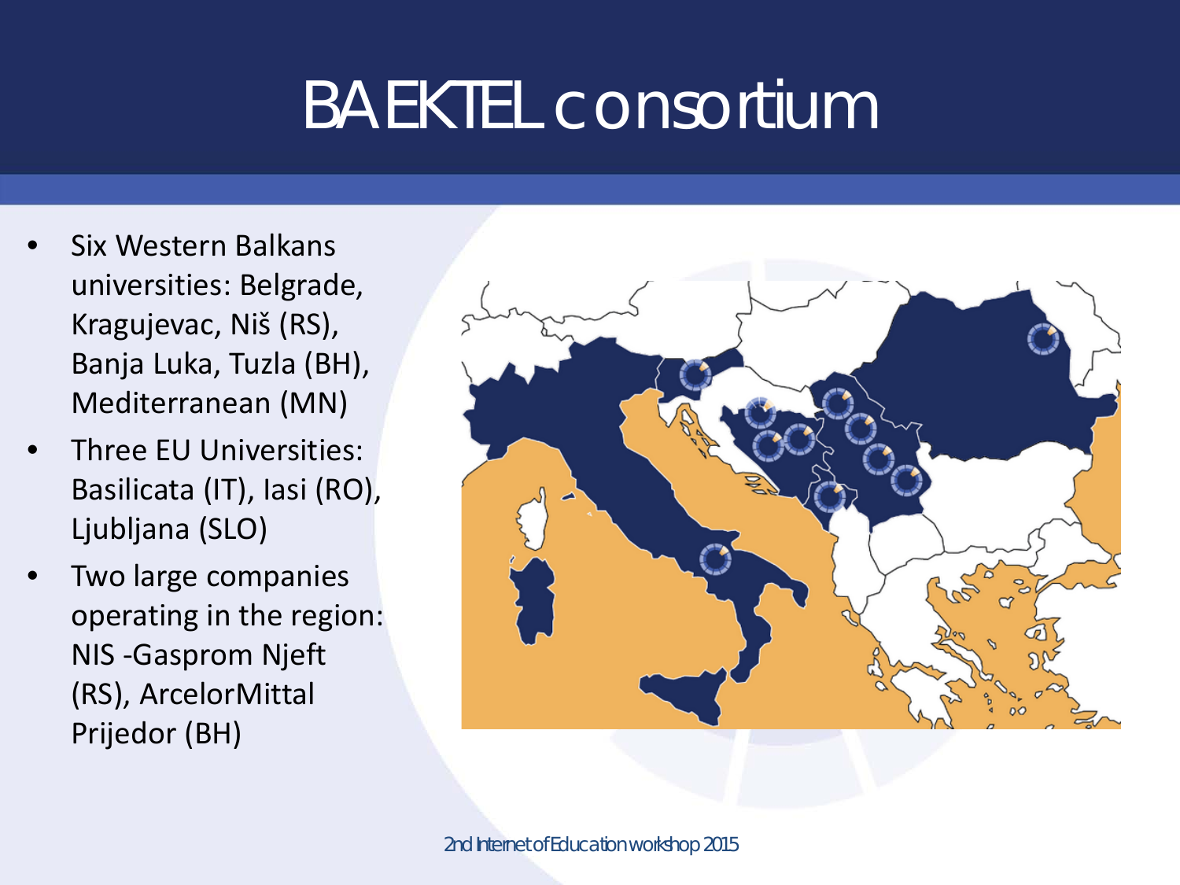# BAEKTEL consortium

- Six Western Balkans universities: Belgrade, Kragujevac, Niš (RS), Banja Luka, Tuzla (BH), Mediterranean (MN)
- Three EU Universities: Basilicata (IT), Iasi (RO), Ljubljana (SLO)
- Two large companies operating in the region: NIS -Gasprom Njeft (RS), ArcelorMittal Prijedor (BH)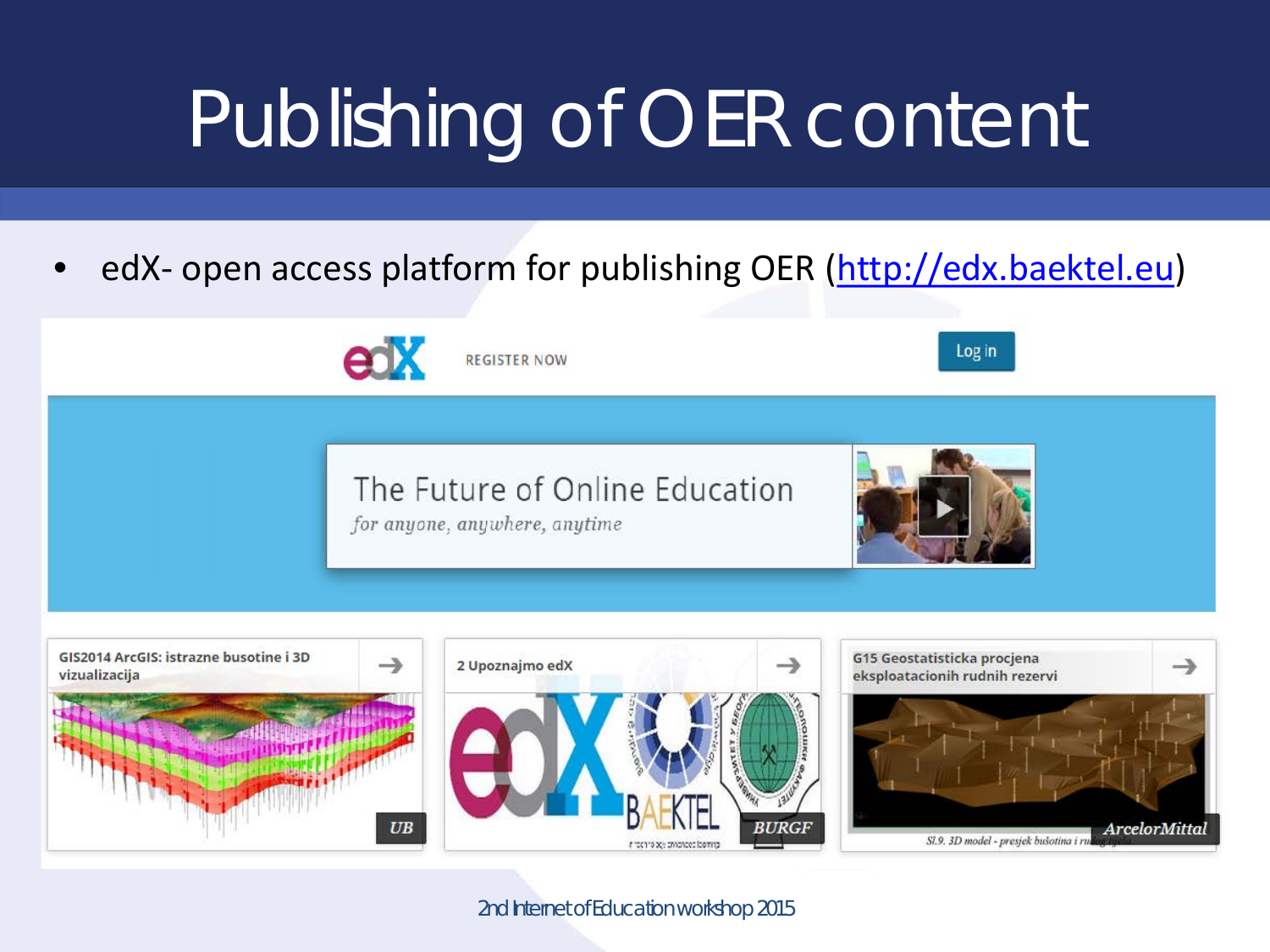# Publishing of OER content

- edX- open access platform for publishing OER (http://edx.baektel.eu)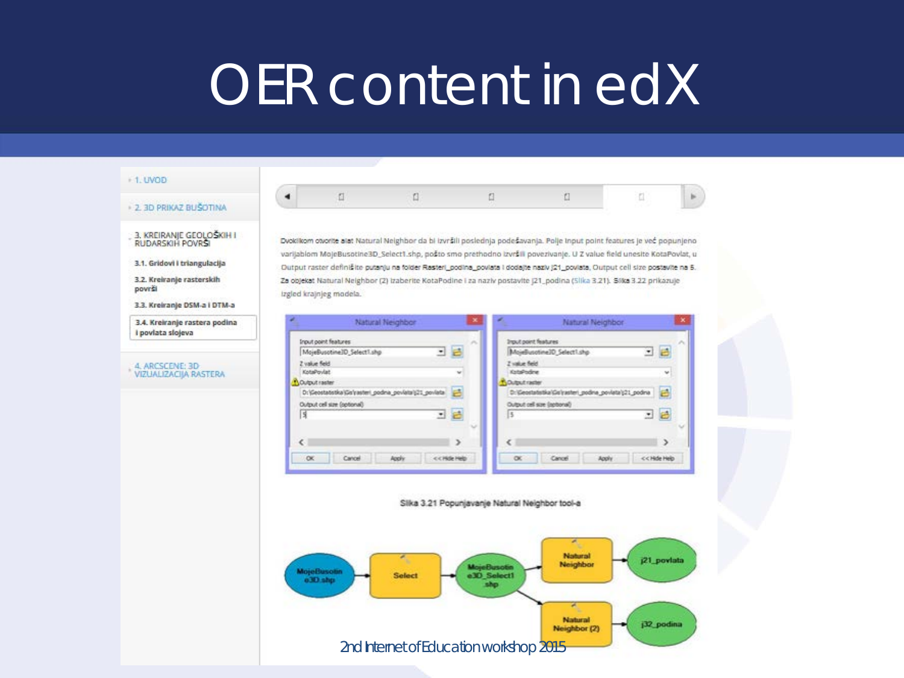# OER content in edX

- 1. UVOD
- 2. 3D PRIKAZ BUŠOTINA
- 3. KREIRANJE GEOLOŠKIH I RUDARSKIH POVRŠI
  - 3.1. Gridovi i triangulacija
  - 3.2. Kreiranje rasterskih površi
  - 3.3. Kreiranje DSM-a i DTM-a
  - 3.4. Kreiranje rastera podina i povlata slojeva
- 4. ARCSCENE: 3D VIZUALIZACIJA RASTERA

Dvoklikom otvorite alat Natural Neighbor da bi izvršili poslednja podešavanja. Polje Input point features je već popunjeno varijablom MojeBusotine3D_Select1.shp, pošto smo prethodno izvršili povezivanje. U Z value field unesite KotaPovlat, u Output raster definišite putanju na folder Rasteri_podina_povlata i dodajte naziv j21_povlata. Output cell size postavite na 5. Za objekat Natural Neighbor (2) izaberite KotaPodine i za naziv postavite j21_podina (Slika 3.21). Slika 3.22 prikazuje izgled krajnjeg modela.

Slika 3.21 Popunjavanje Natural Neighbor tool-a

2nd Internet of Education workshop 2015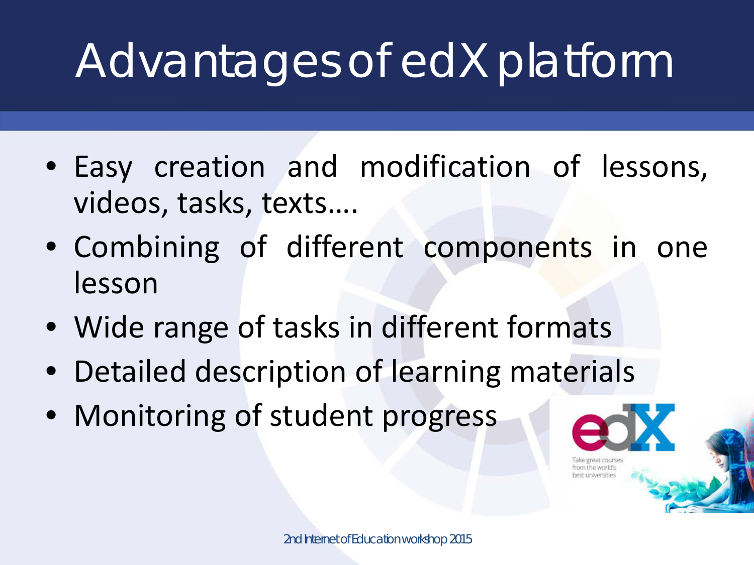# Advantages of edX platform

- Easy creation and modification of lessons, videos, tasks, texts….
- Combining of different components in one lesson
- Wide range of tasks in different formats
- Detailed description of learning materials
- Monitoring of student progress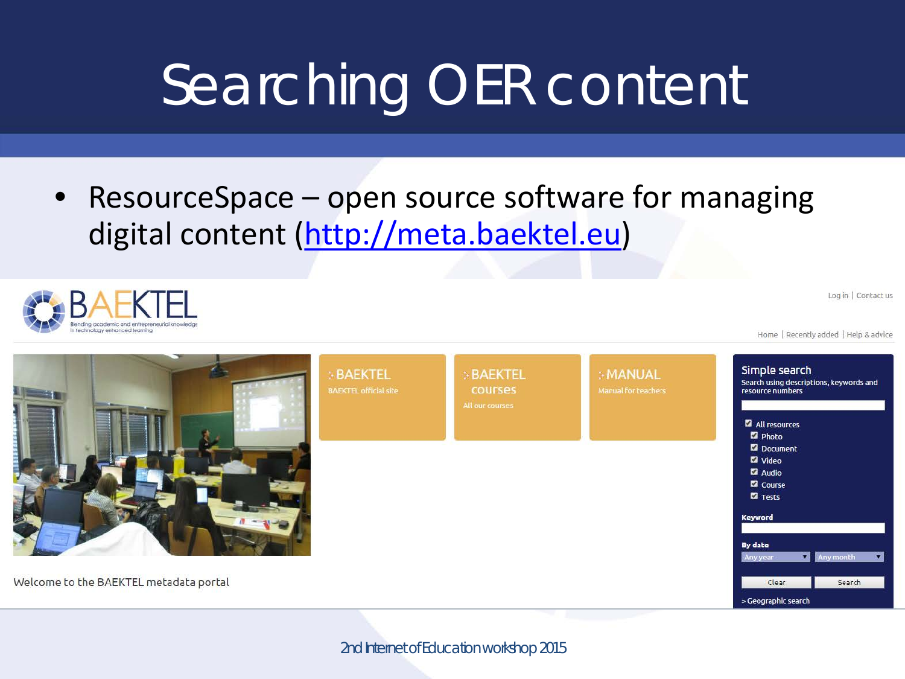# Searching OER content

- ResourceSpace – open source software for managing digital content (http://meta.baektel.eu)

BAEKTEL
Bending academic and entrepreneurial knowledge in technology enhanced learning

Log in | Contact us

Home | Recently added | Help & advice

BAEKTEL
BAEKTEL official site

BAEKTEL courses
All our courses

MANUAL
Manual for teachers

Welcome to the BAEKTEL metadata portal

**Simple search**
Search using descriptions, keywords and resource numbers

- All resources
- Photo
- Document
- Video
- Audio
- Course
- Tests

**Keyword**

**By date**
Any year | Any month

Clear | Search

> Geographic search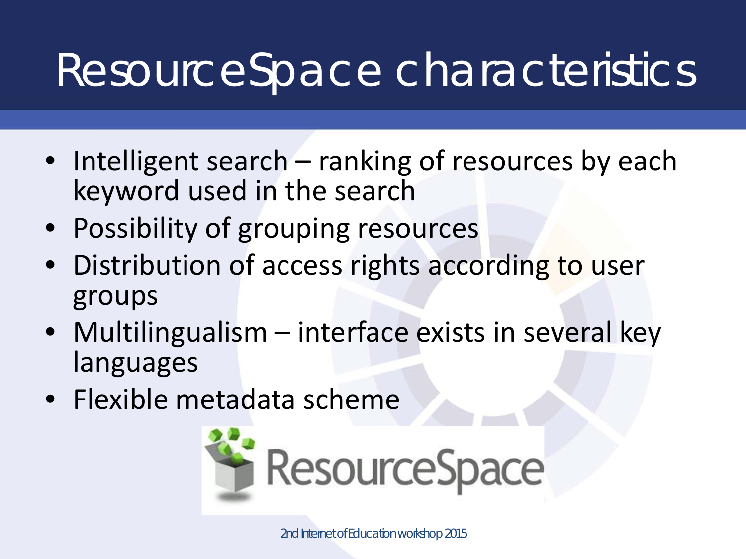# ResourceSpace characteristics

- Intelligent search – ranking of resources by each keyword used in the search
- Possibility of grouping resources
- Distribution of access rights according to user groups
- Multilingualism – interface exists in several key languages
- Flexible metadata scheme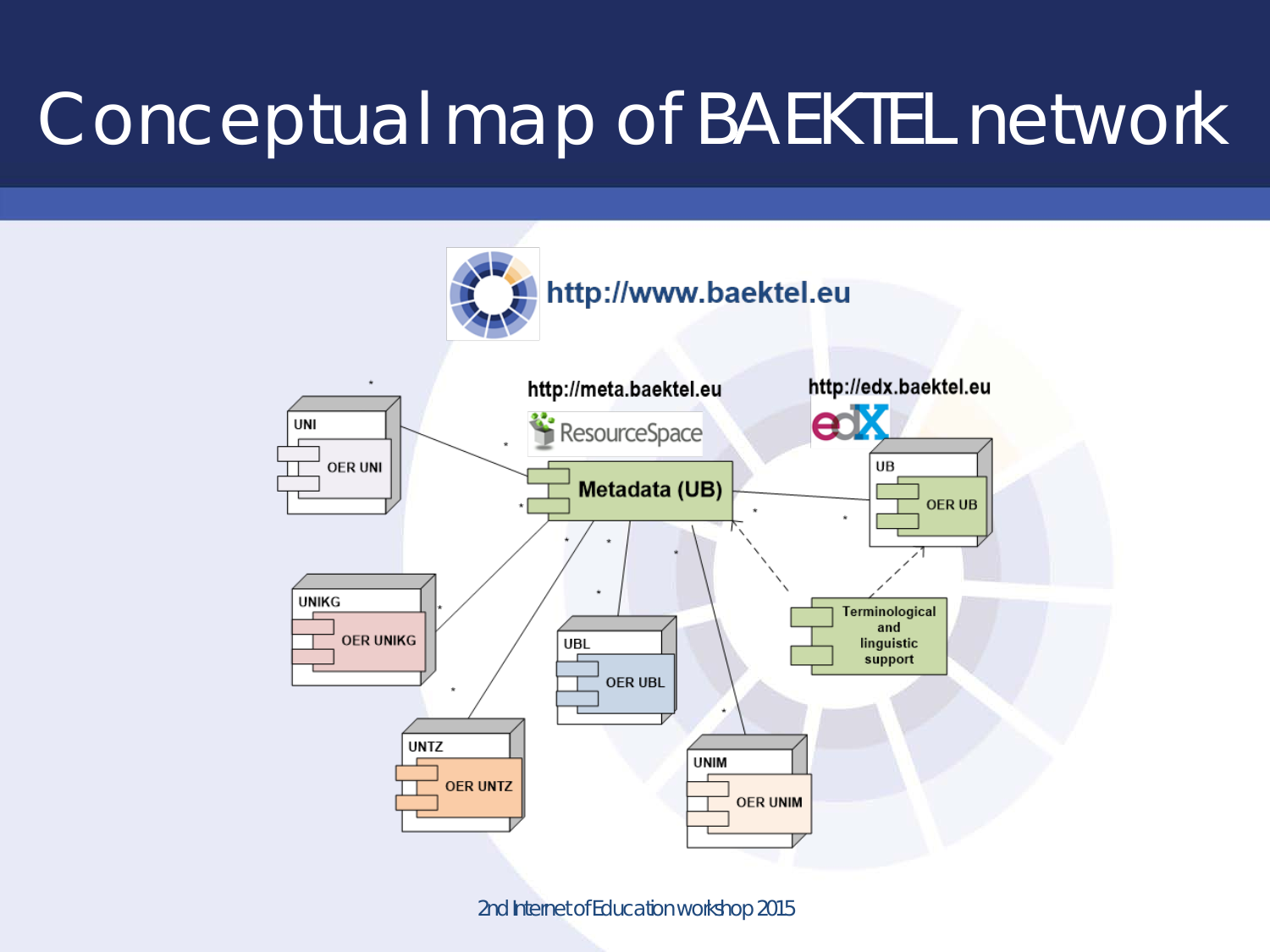# Conceptual map of BAEKTEL network

http://www.baektel.eu

http://meta.baektel.eu

ResourceSpace

http://edx.baektel.eu

edX

Metadata (UB)

UNI — OER UNI

UNIKG — OER UNIKG

UNTZ — OER UNTZ

UBL — OER UBL

UNIM — OER UNIM

UB — OER UB

Terminological and linguistic support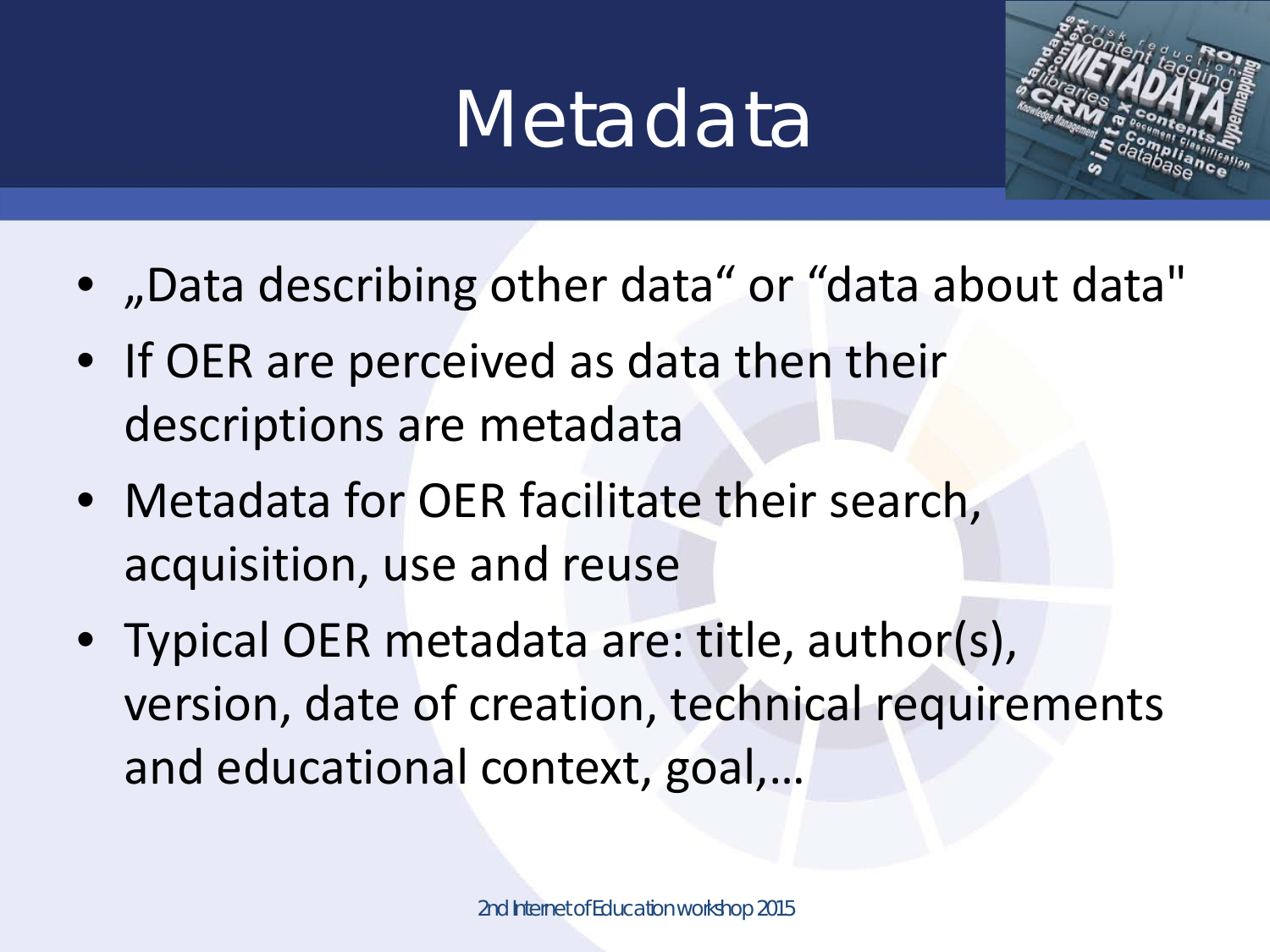# Metadata

- „Data describing other data“ or “data about data"
- If OER are perceived as data then their descriptions are metadata
- Metadata for OER facilitate their search, acquisition, use and reuse
- Typical OER metadata are: title, author(s), version, date of creation, technical requirements and educational context, goal,…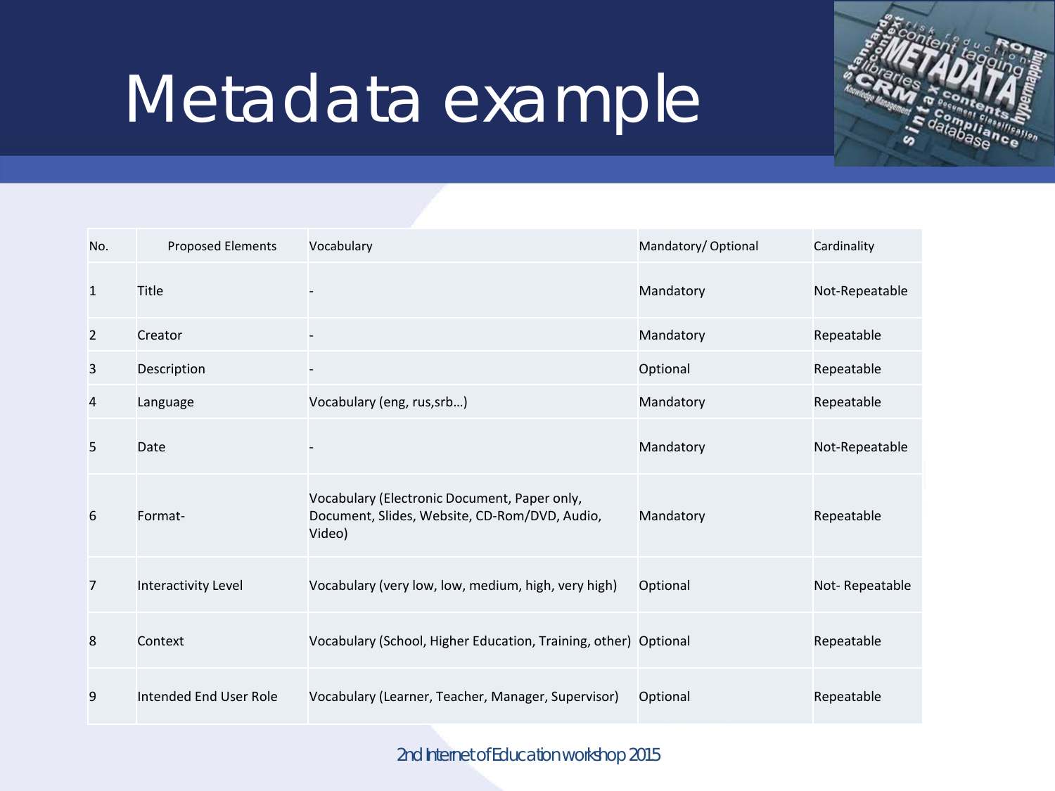# Metadata example

| No. | Proposed Elements | Vocabulary | Mandatory/ Optional | Cardinality |
|---|---|---|---|---|
| 1 | Title | - | Mandatory | Not-Repeatable |
| 2 | Creator | - | Mandatory | Repeatable |
| 3 | Description | - | Optional | Repeatable |
| 4 | Language | Vocabulary (eng, rus,srb…) | Mandatory | Repeatable |
| 5 | Date | - | Mandatory | Not-Repeatable |
| 6 | Format- | Vocabulary (Electronic Document, Paper only, Document, Slides, Website, CD-Rom/DVD, Audio, Video) | Mandatory | Repeatable |
| 7 | Interactivity Level | Vocabulary (very low, low, medium, high, very high) | Optional | Not- Repeatable |
| 8 | Context | Vocabulary (School, Higher Education, Training, other) | Optional | Repeatable |
| 9 | Intended End User Role | Vocabulary (Learner, Teacher, Manager, Supervisor) | Optional | Repeatable |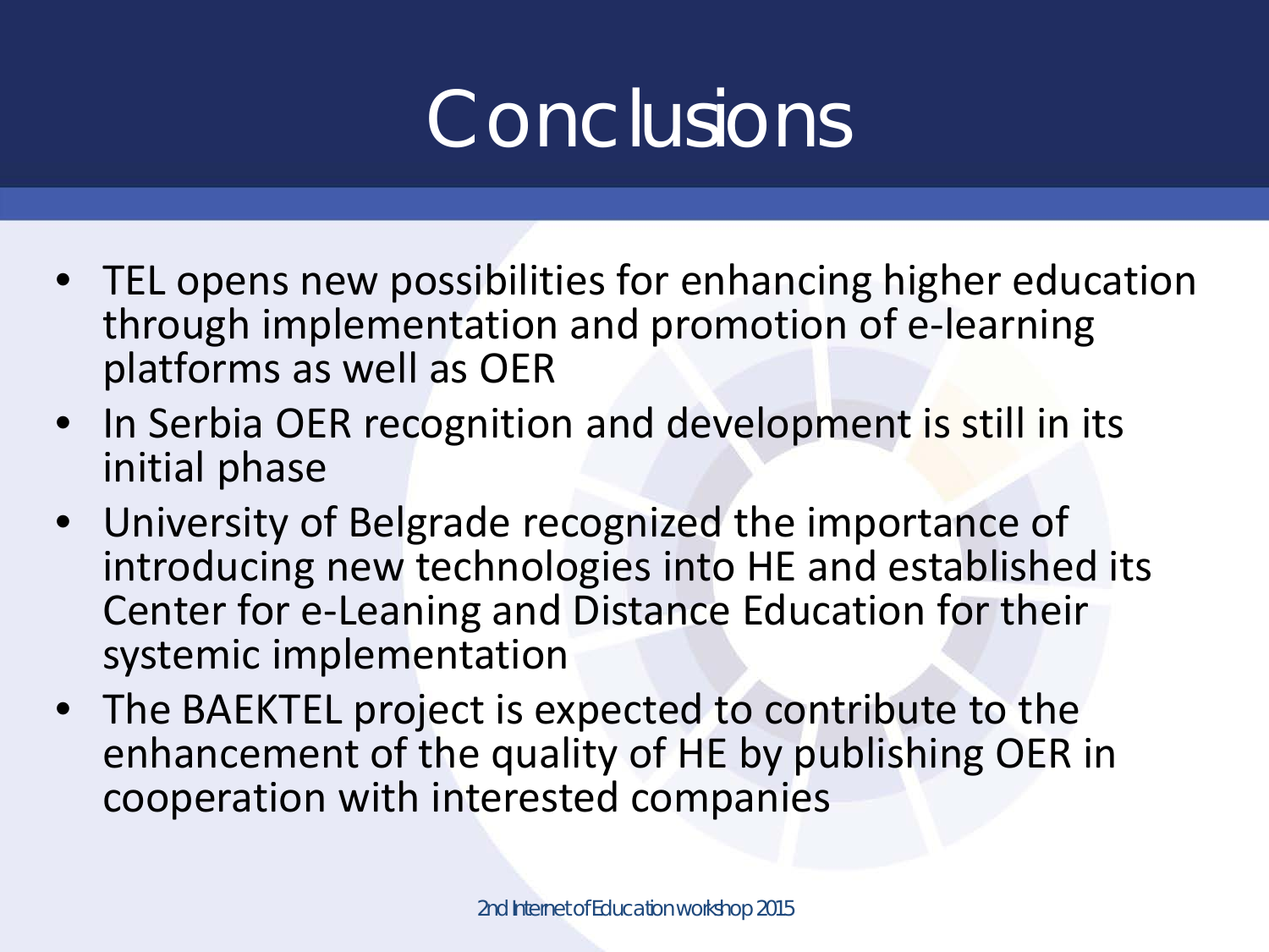# Conclusions

- TEL opens new possibilities for enhancing higher education through implementation and promotion of e-learning platforms as well as OER
- In Serbia OER recognition and development is still in its initial phase
- University of Belgrade recognized the importance of introducing new technologies into HE and established its Center for e-Leaning and Distance Education for their systemic implementation
- The BAEKTEL project is expected to contribute to the enhancement of the quality of HE by publishing OER in cooperation with interested companies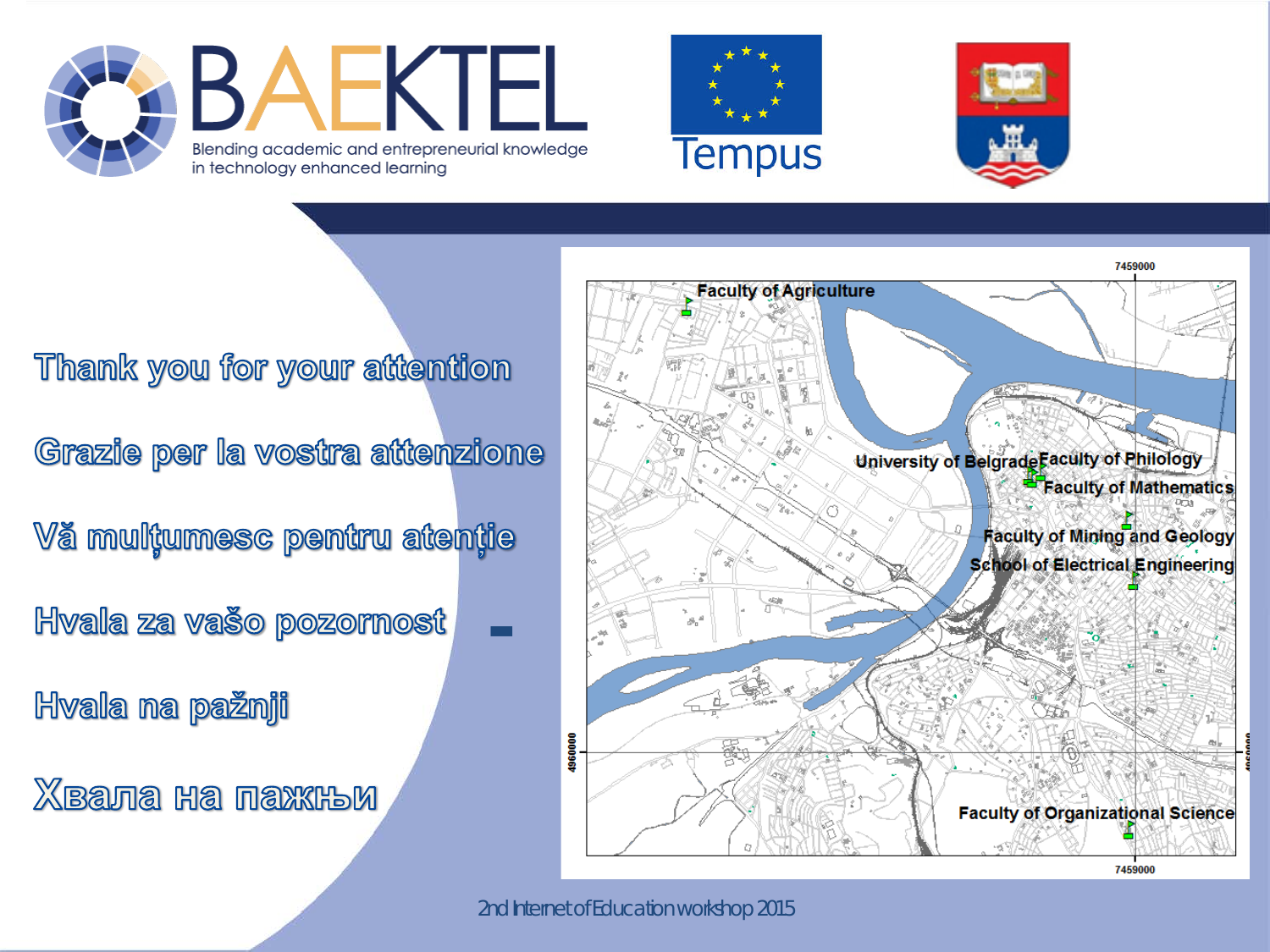BAEKTEL

Blending academic and entrepreneurial knowledge in technology enhanced learning

Tempus

Thank you for your attention

Grazie per la vostra attenzione

Vă mulțumesc pentru atenție

Hvala za vašo pozornost

Hvala na pažnji

Хвала на пажњи

7459000

Faculty of Agriculture

University of Belgrade

Faculty of Philology

Faculty of Mathematics

Faculty of Mining and Geology

School of Electrical Engineering

Faculty of Organizational Science

4960000

7459000

2nd Internet of Education workshop 2015